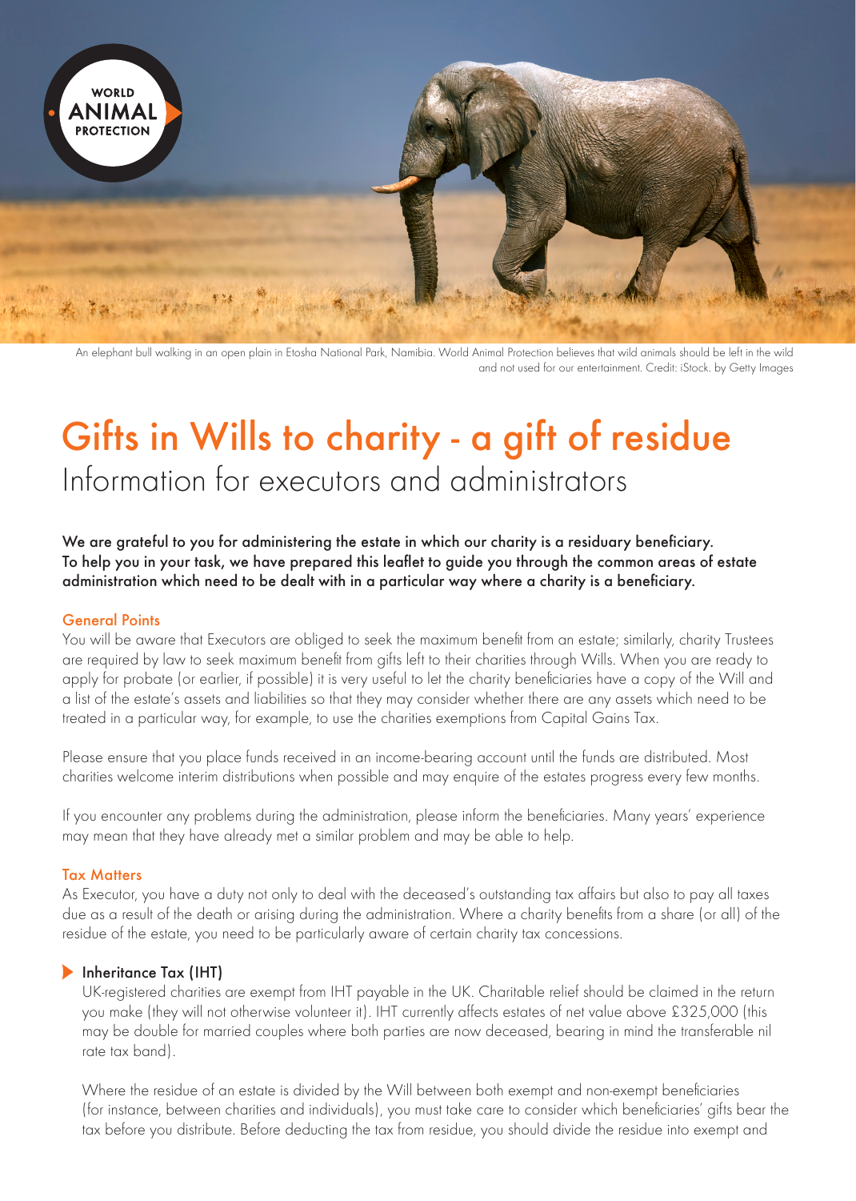WORLD ANIMAL PROTECTION

An elephant bull walking in an open plain in Etosha National Park, Namibia. World Animal Protection believes that wild animals should be left in the wild and not used for our entertainment. Credit: iStock. by Getty Images

# Gifts in Wills to charity - a gift of residue

## Information for executors and administrators

**We are grateful to you for administering the estate in which our charity is a residuary beneficiary. To help you in your task, we have prepared this leaflet to guide you through the common areas of estate administration which need to be dealt with in a particular way where a charity is a beneficiary.**

### General Points

You will be aware that Executors are obliged to seek the maximum benefit from an estate; similarly, charity Trustees are required by law to seek maximum benefit from gifts left to their charities through Wills. When you are ready to apply for probate (or earlier, if possible) it is very useful to let the charity beneficiaries have a copy of the Will and a list of the estate's assets and liabilities so that they may consider whether there are any assets which need to be treated in a particular way, for example, to use the charities exemptions from Capital Gains Tax.

Please ensure that you place funds received in an income-bearing account until the funds are distributed. Most charities welcome interim distributions when possible and may enquire of the estates progress every few months.

If you encounter any problems during the administration, please inform the beneficiaries. Many years' experience may mean that they have already met a similar problem and may be able to help.

### Tax Matters

As Executor, you have a duty not only to deal with the deceased's outstanding tax affairs but also to pay all taxes due as a result of the death or arising during the administration. Where a charity benefits from a share (or all) of the residue of the estate, you need to be particularly aware of certain charity tax concessions.

#### Inheritance Tax (IHT)

UK-registered charities are exempt from IHT payable in the UK. Charitable relief should be claimed in the return you make (they will not otherwise volunteer it). IHT currently affects estates of net value above £325,000 (this may be double for married couples where both parties are now deceased, bearing in mind the transferable nil rate tax band).

Where the residue of an estate is divided by the Will between both exempt and non-exempt beneficiaries (for instance, between charities and individuals), you must take care to consider which beneficiaries' gifts bear the tax before you distribute. Before deducting the tax from residue, you should divide the residue into exempt and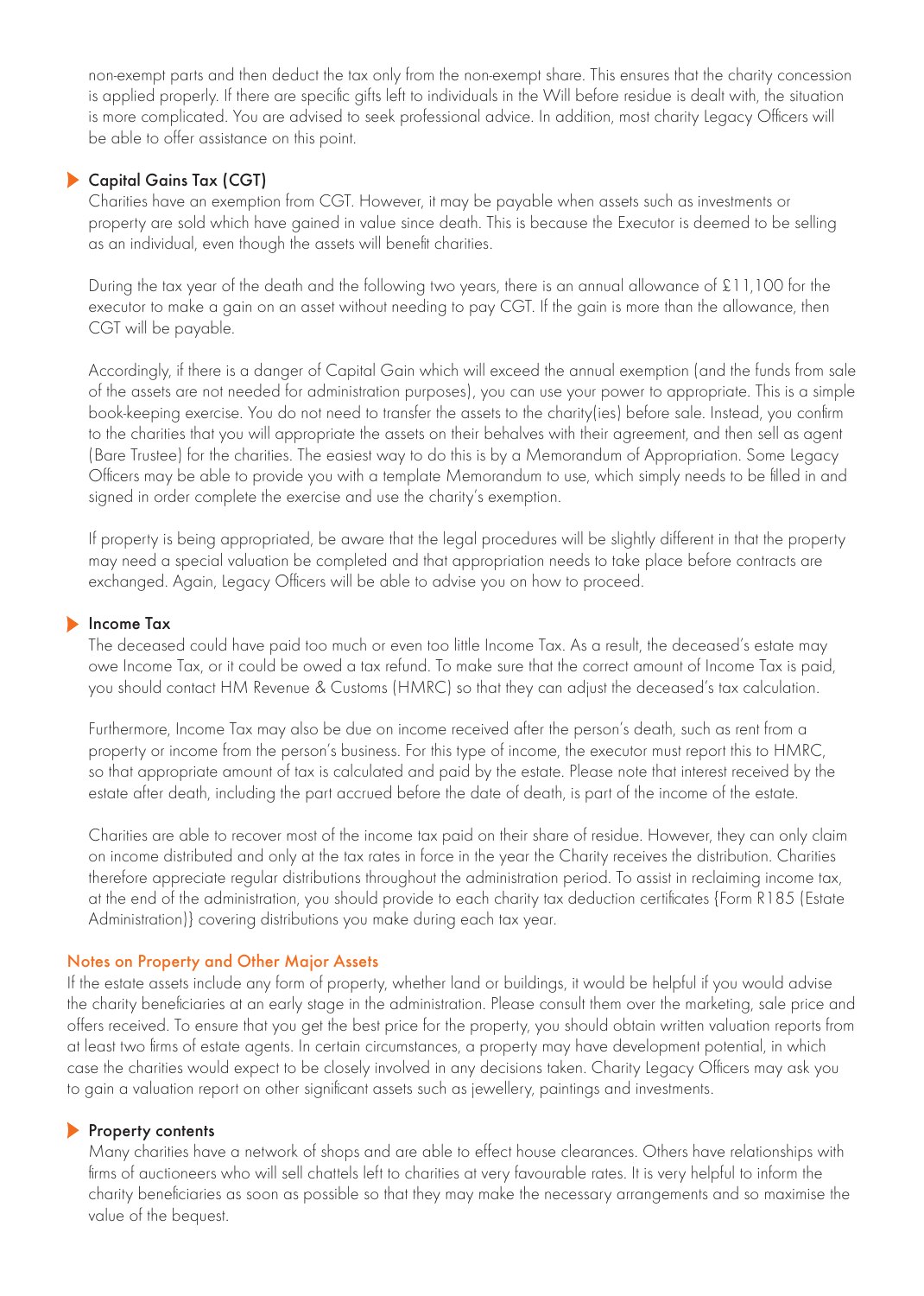non-exempt parts and then deduct the tax only from the non-exempt share. This ensures that the charity concession is applied properly. If there are specific gifts left to individuals in the Will before residue is dealt with, the situation is more complicated. You are advised to seek professional advice. In addition, most charity Legacy Officers will be able to offer assistance on this point.

### Capital Gains Tax (CGT)

Charities have an exemption from CGT. However, it may be payable when assets such as investments or property are sold which have gained in value since death. This is because the Executor is deemed to be selling as an individual, even though the assets will benefit charities.

During the tax year of the death and the following two years, there is an annual allowance of £11,100 for the executor to make a gain on an asset without needing to pay CGT. If the gain is more than the allowance, then CGT will be payable.

Accordingly, if there is a danger of Capital Gain which will exceed the annual exemption (and the funds from sale of the assets are not needed for administration purposes), you can use your power to appropriate. This is a simple book-keeping exercise. You do not need to transfer the assets to the charity(ies) before sale. Instead, you confirm to the charities that you will appropriate the assets on their behalves with their agreement, and then sell as agent (Bare Trustee) for the charities. The easiest way to do this is by a Memorandum of Appropriation. Some Legacy Officers may be able to provide you with a template Memorandum to use, which simply needs to be filled in and signed in order complete the exercise and use the charity's exemption.

If property is being appropriated, be aware that the legal procedures will be slightly different in that the property may need a special valuation be completed and that appropriation needs to take place before contracts are exchanged. Again, Legacy Officers will be able to advise you on how to proceed.

### Income Tax

The deceased could have paid too much or even too little Income Tax. As a result, the deceased's estate may owe Income Tax, or it could be owed a tax refund. To make sure that the correct amount of Income Tax is paid, you should contact HM Revenue & Customs (HMRC) so that they can adjust the deceased's tax calculation.

Furthermore, Income Tax may also be due on income received after the person's death, such as rent from a property or income from the person's business. For this type of income, the executor must report this to HMRC, so that appropriate amount of tax is calculated and paid by the estate. Please note that interest received by the estate after death, including the part accrued before the date of death, is part of the income of the estate.

Charities are able to recover most of the income tax paid on their share of residue. However, they can only claim on income distributed and only at the tax rates in force in the year the Charity receives the distribution. Charities therefore appreciate regular distributions throughout the administration period. To assist in reclaiming income tax, at the end of the administration, you should provide to each charity tax deduction certificates {Form R185 (Estate Administration)} covering distributions you make during each tax year.

## Notes on Property and Other Major Assets

If the estate assets include any form of property, whether land or buildings, it would be helpful if you would advise the charity beneficiaries at an early stage in the administration. Please consult them over the marketing, sale price and offers received. To ensure that you get the best price for the property, you should obtain written valuation reports from at least two firms of estate agents. In certain circumstances, a property may have development potential, in which case the charities would expect to be closely involved in any decisions taken. Charity Legacy Officers may ask you to gain a valuation report on other significant assets such as jewellery, paintings and investments.

### Property contents

Many charities have a network of shops and are able to effect house clearances. Others have relationships with firms of auctioneers who will sell chattels left to charities at very favourable rates. It is very helpful to inform the charity beneficiaries as soon as possible so that they may make the necessary arrangements and so maximise the value of the bequest.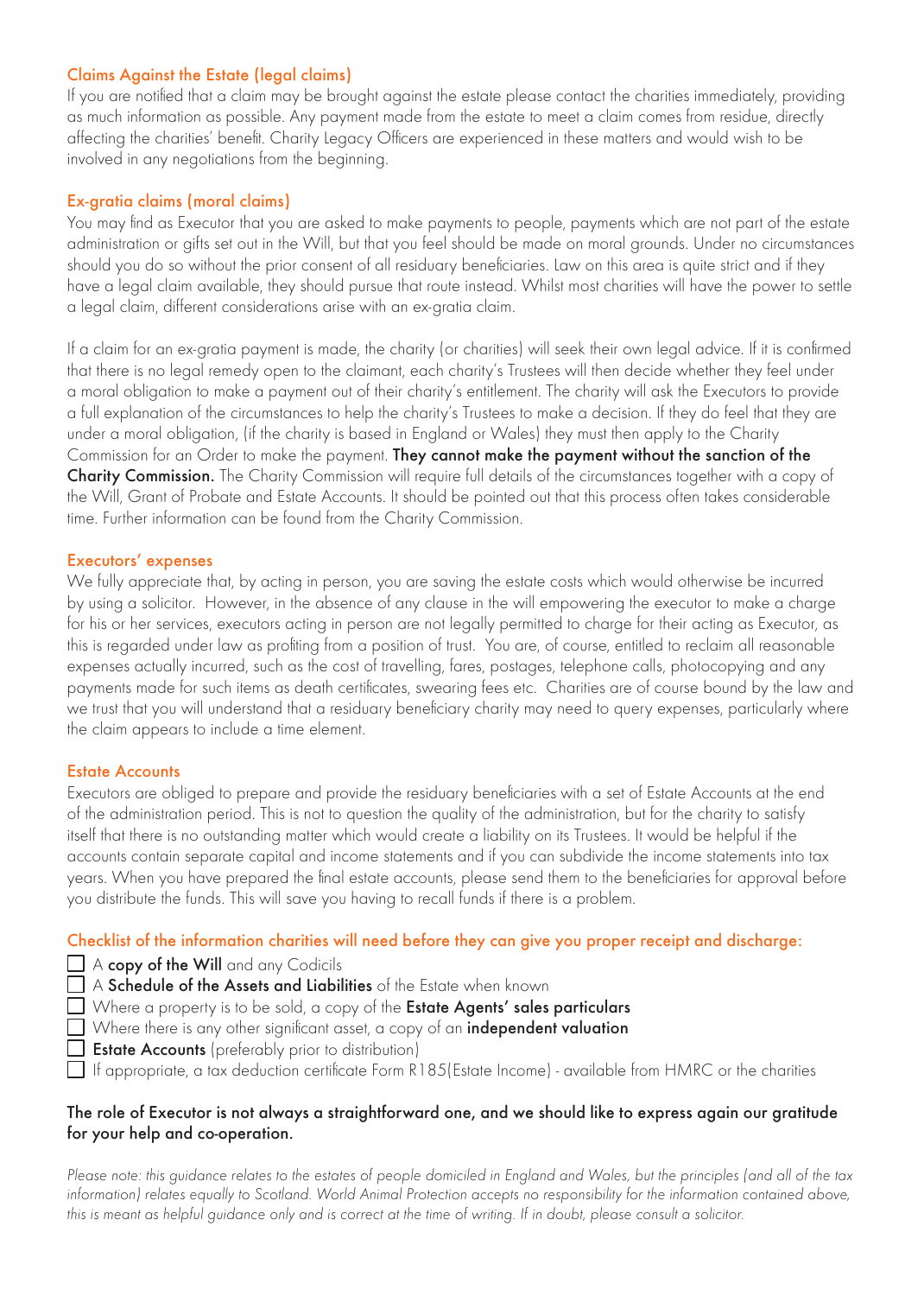## Claims Against the Estate (legal claims)

If you are notified that a claim may be brought against the estate please contact the charities immediately, providing as much information as possible. Any payment made from the estate to meet a claim comes from residue, directly affecting the charities' benefit. Charity Legacy Officers are experienced in these matters and would wish to be involved in any negotiations from the beginning.

## Ex-gratia claims (moral claims)

You may find as Executor that you are asked to make payments to people, payments which are not part of the estate administration or gifts set out in the Will, but that you feel should be made on moral grounds. Under no circumstances should you do so without the prior consent of all residuary beneficiaries. Law on this area is quite strict and if they have a legal claim available, they should pursue that route instead. Whilst most charities will have the power to settle a legal claim, different considerations arise with an ex-gratia claim.

If a claim for an ex-gratia payment is made, the charity (or charities) will seek their own legal advice. If it is confirmed that there is no legal remedy open to the claimant, each charity's Trustees will then decide whether they feel under a moral obligation to make a payment out of their charity's entitlement. The charity will ask the Executors to provide a full explanation of the circumstances to help the charity's Trustees to make a decision. If they do feel that they are under a moral obligation, (if the charity is based in England or Wales) they must then apply to the Charity Commission for an Order to make the payment. **They cannot make the payment without the sanction of the Charity Commission.** The Charity Commission will require full details of the circumstances together with a copy of the Will, Grant of Probate and Estate Accounts. It should be pointed out that this process often takes considerable time. Further information can be found from the Charity Commission.

## Executors' expenses

We fully appreciate that, by acting in person, you are saving the estate costs which would otherwise be incurred by using a solicitor. However, in the absence of any clause in the will empowering the executor to make a charge for his or her services, executors acting in person are not legally permitted to charge for their acting as Executor, as this is regarded under law as profiting from a position of trust. You are, of course, entitled to reclaim all reasonable expenses actually incurred, such as the cost of travelling, fares, postages, telephone calls, photocopying and any payments made for such items as death certificates, swearing fees etc. Charities are of course bound by the law and we trust that you will understand that a residuary beneficiary charity may need to query expenses, particularly where the claim appears to include a time element.

## Estate Accounts

Executors are obliged to prepare and provide the residuary beneficiaries with a set of Estate Accounts at the end of the administration period. This is not to question the quality of the administration, but for the charity to satisfy itself that there is no outstanding matter which would create a liability on its Trustees. It would be helpful if the accounts contain separate capital and income statements and if you can subdivide the income statements into tax years. When you have prepared the final estate accounts, please send them to the beneficiaries for approval before you distribute the funds. This will save you having to recall funds if there is a problem.

## Checklist of the information charities will need before they can give you proper receipt and discharge:

- [ ] A **copy of the Will** and any Codicils
- [ ] A **Schedule of the Assets and Liabilities** of the Estate when known
- [ ] Where a property is to be sold, a copy of the **Estate Agents' sales particulars**
- [ ] Where there is any other significant asset, a copy of an **independent valuation**
- [ ] **Estate Accounts** (preferably prior to distribution)
- [ ] If appropriate, a tax deduction certificate Form R185(Estate Income) - available from HMRC or the charities

**The role of Executor is not always a straightforward one, and we should like to express again our gratitude for your help and co-operation.**

*Please note: this guidance relates to the estates of people domiciled in England and Wales, but the principles (and all of the tax information) relates equally to Scotland. World Animal Protection accepts no responsibility for the information contained above, this is meant as helpful guidance only and is correct at the time of writing. If in doubt, please consult a solicitor.*